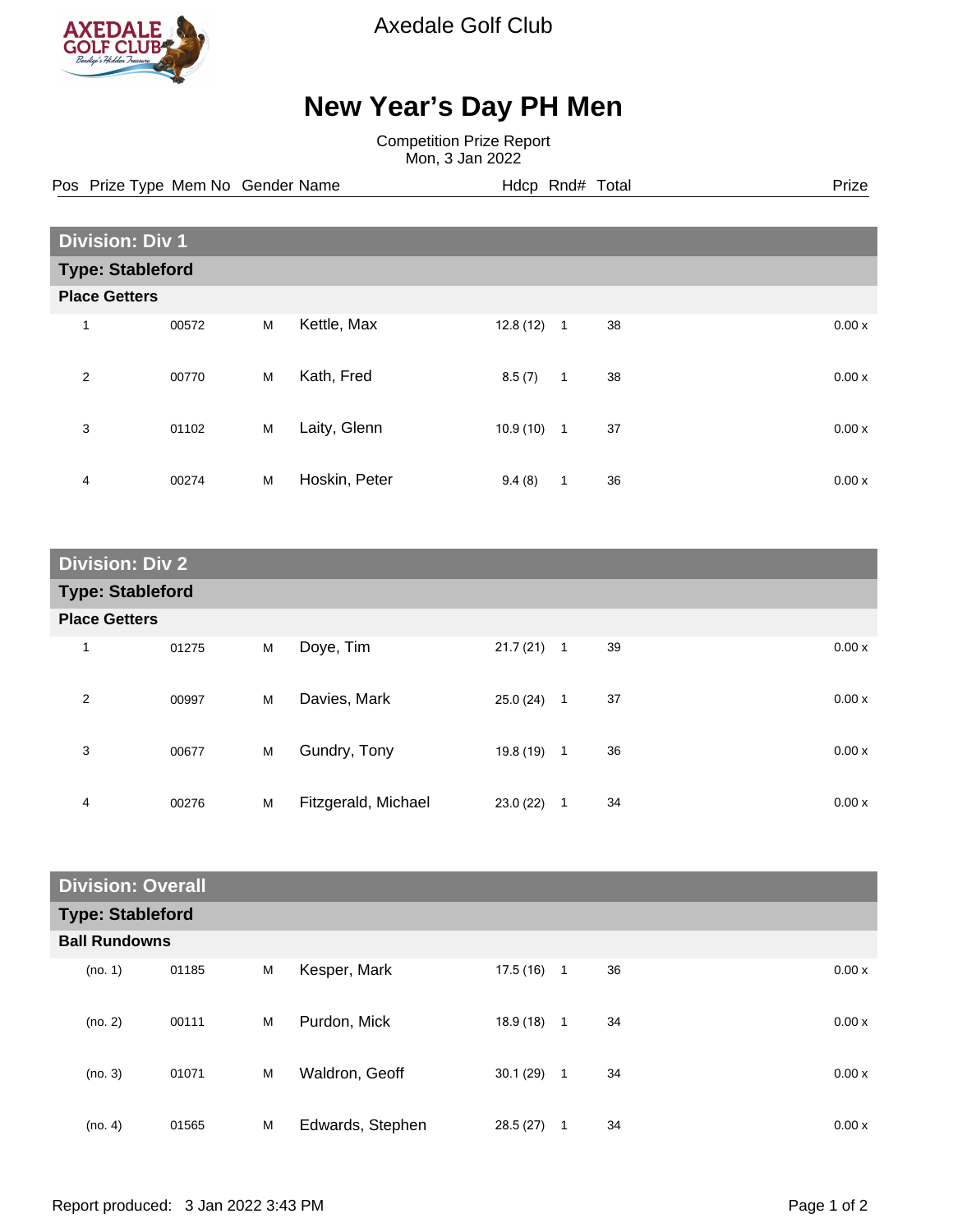Axedale Golf Club

# New Year's Day PH Men

Competition Prize Report
Mon, 3 Jan 2022

| Pos | Prize Type | Mem No | Gender | Name | Hdcp | Rnd# | Total | Prize |
|---|---|---|---|---|---|---|---|---|
| **Division: Div 1** | | | | | | | | |
| **Type: Stableford** | | | | | | | | |
| **Place Getters** | | | | | | | | |
| 1 | | 00572 | M | Kettle, Max | 12.8 (12) | 1 | 38 | 0.00 x |
| 2 | | 00770 | M | Kath, Fred | 8.5 (7) | 1 | 38 | 0.00 x |
| 3 | | 01102 | M | Laity, Glenn | 10.9 (10) | 1 | 37 | 0.00 x |
| 4 | | 00274 | M | Hoskin, Peter | 9.4 (8) | 1 | 36 | 0.00 x |
| **Division: Div 2** | | | | | | | | |
| **Type: Stableford** | | | | | | | | |
| **Place Getters** | | | | | | | | |
| 1 | | 01275 | M | Doye, Tim | 21.7 (21) | 1 | 39 | 0.00 x |
| 2 | | 00997 | M | Davies, Mark | 25.0 (24) | 1 | 37 | 0.00 x |
| 3 | | 00677 | M | Gundry, Tony | 19.8 (19) | 1 | 36 | 0.00 x |
| 4 | | 00276 | M | Fitzgerald, Michael | 23.0 (22) | 1 | 34 | 0.00 x |
| **Division: Overall** | | | | | | | | |
| **Type: Stableford** | | | | | | | | |
| **Ball Rundowns** | | | | | | | | |
| (no. 1) | | 01185 | M | Kesper, Mark | 17.5 (16) | 1 | 36 | 0.00 x |
| (no. 2) | | 00111 | M | Purdon, Mick | 18.9 (18) | 1 | 34 | 0.00 x |
| (no. 3) | | 01071 | M | Waldron, Geoff | 30.1 (29) | 1 | 34 | 0.00 x |
| (no. 4) | | 01565 | M | Edwards, Stephen | 28.5 (27) | 1 | 34 | 0.00 x |

Report produced: 3 Jan 2022 3:43 PM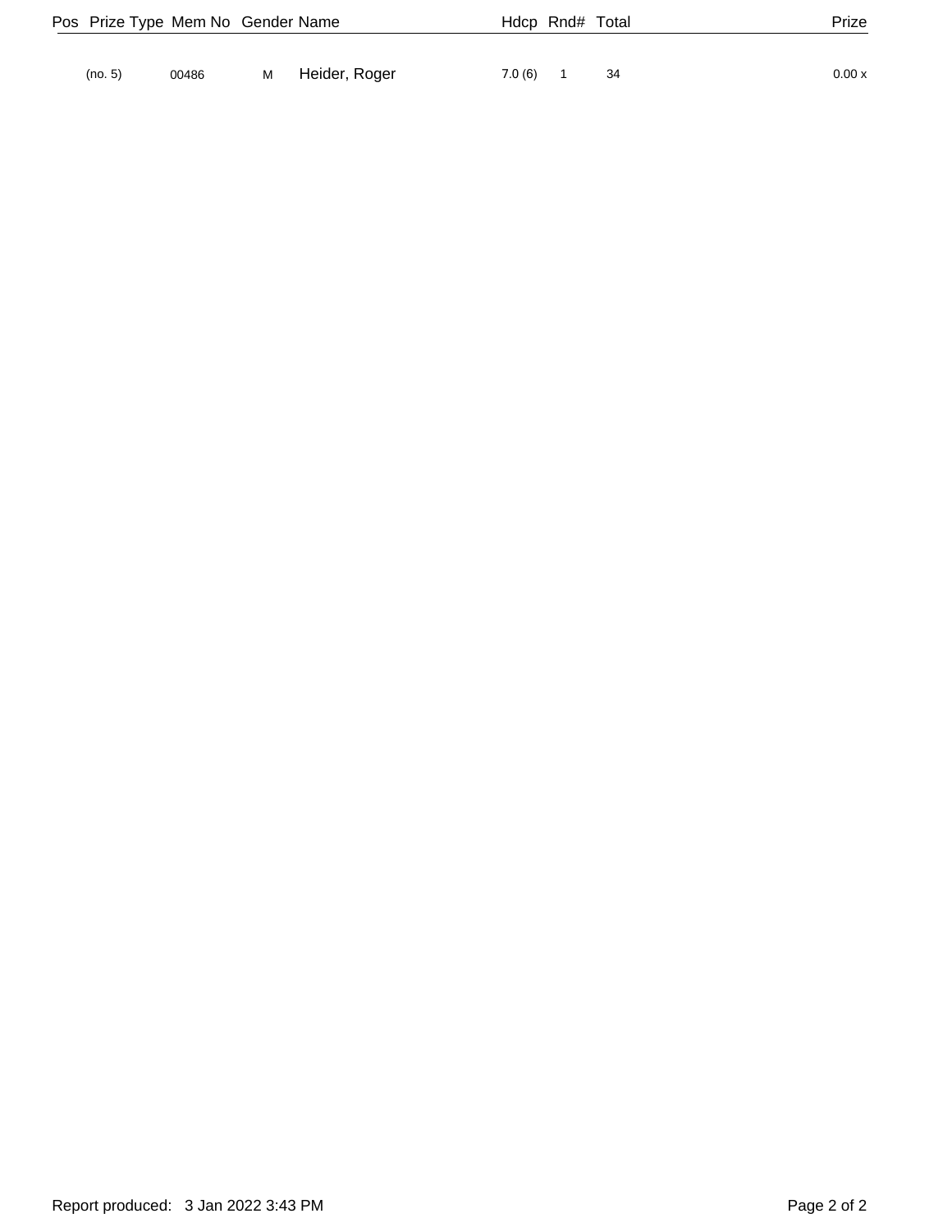| Pos | Prize Type | Mem No | Gender | Name | Hdcp | Rnd# | Total | Prize |
|---|---|---|---|---|---|---|---|---|
| | (no. 5) | 00486 | M | Heider, Roger | 7.0 (6) | 1 | 34 | 0.00 x |

Report produced: 3 Jan 2022 3:43 PM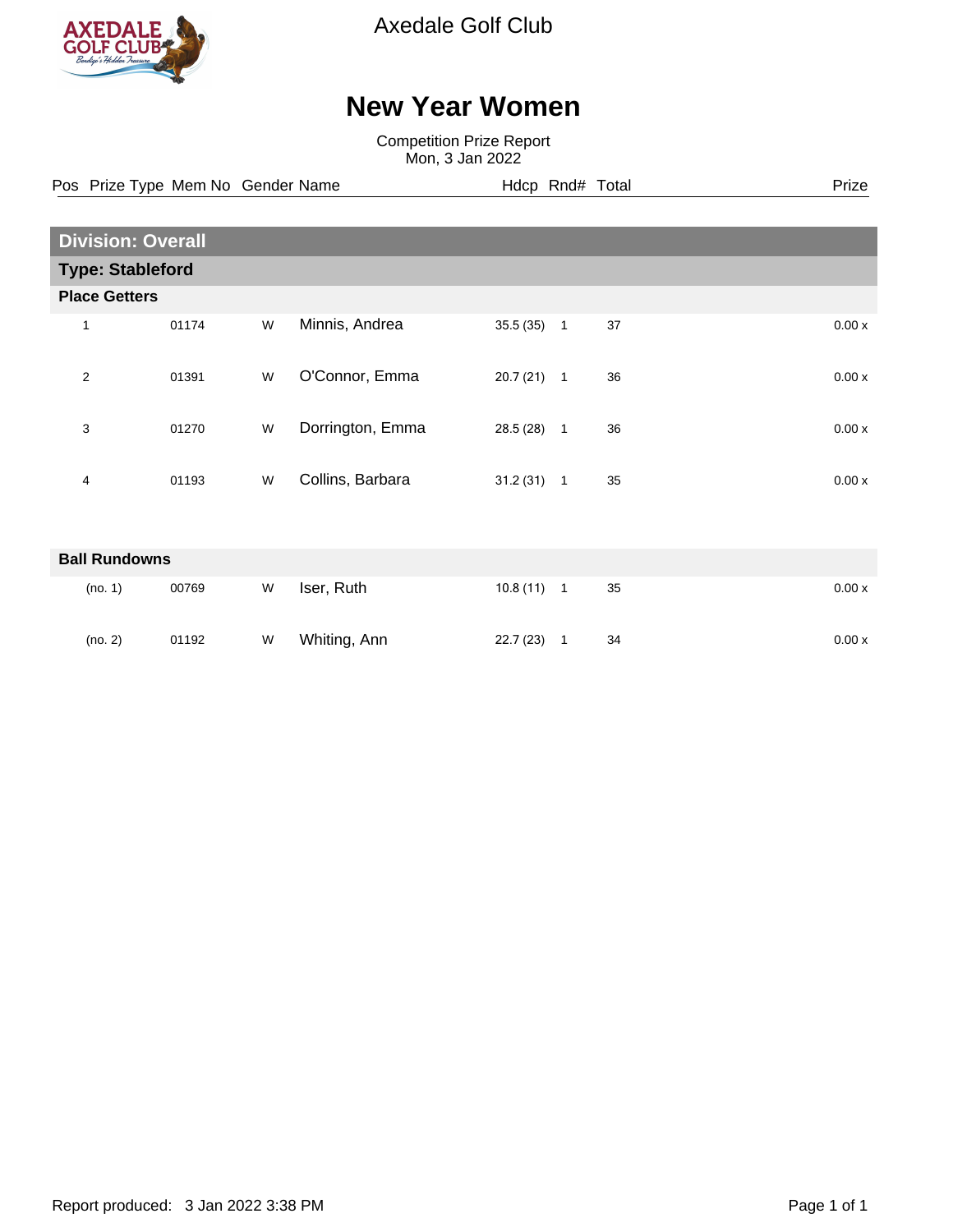Axedale Golf Club

# New Year Women

Competition Prize Report
Mon, 3 Jan 2022

## Division: Overall

### Type: Stableford

#### Place Getters

| Pos | Prize Type | Mem No | Gender | Name | Hdcp | Rnd# | Total | Prize |
|---|---|---|---|---|---|---|---|---|
| 1 | | 01174 | W | Minnis, Andrea | 35.5 (35) | 1 | 37 | 0.00 x |
| 2 | | 01391 | W | O'Connor, Emma | 20.7 (21) | 1 | 36 | 0.00 x |
| 3 | | 01270 | W | Dorrington, Emma | 28.5 (28) | 1 | 36 | 0.00 x |
| 4 | | 01193 | W | Collins, Barbara | 31.2 (31) | 1 | 35 | 0.00 x |

#### Ball Rundowns

| Pos | Prize Type | Mem No | Gender | Name | Hdcp | Rnd# | Total | Prize |
|---|---|---|---|---|---|---|---|---|
| (no. 1) | | 00769 | W | Iser, Ruth | 10.8 (11) | 1 | 35 | 0.00 x |
| (no. 2) | | 01192 | W | Whiting, Ann | 22.7 (23) | 1 | 34 | 0.00 x |

Report produced: 3 Jan 2022 3:38 PM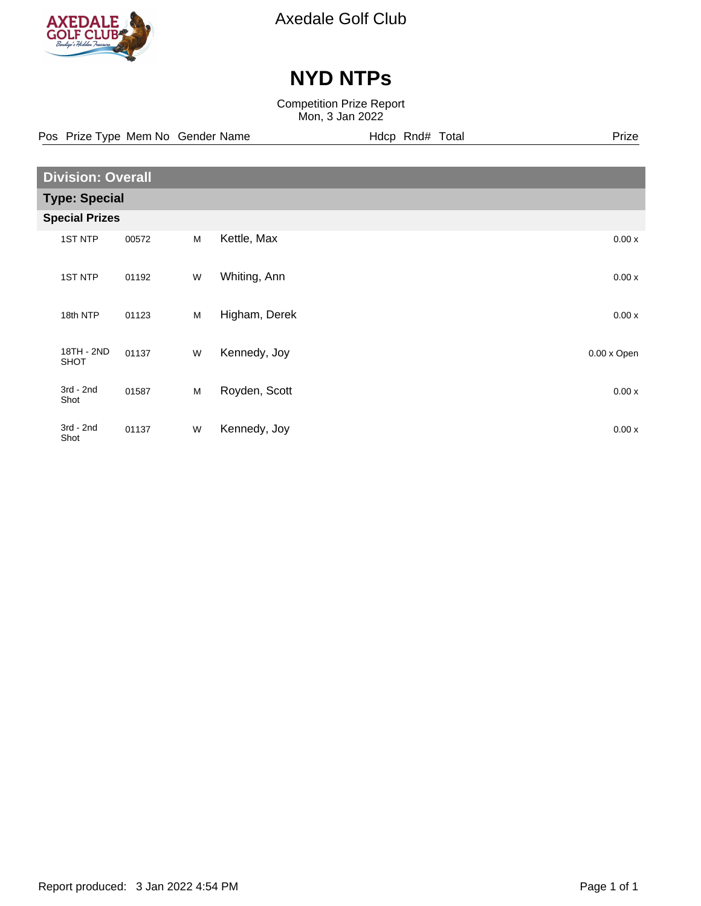Axedale Golf Club

# NYD NTPs

Competition Prize Report
Mon, 3 Jan 2022

| Pos | Prize Type | Mem No | Gender | Name | Hdcp | Rnd# | Total | Prize |
|---|---|---|---|---|---|---|---|---|
| **Division: Overall** | | | | | | | | |
| **Type: Special** | | | | | | | | |
| **Special Prizes** | | | | | | | | |
| | 1ST NTP | 00572 | M | Kettle, Max | | | | 0.00 x |
| | 1ST NTP | 01192 | W | Whiting, Ann | | | | 0.00 x |
| | 18th NTP | 01123 | M | Higham, Derek | | | | 0.00 x |
| | 18TH - 2ND SHOT | 01137 | W | Kennedy, Joy | | | | 0.00 x Open |
| | 3rd - 2nd Shot | 01587 | M | Royden, Scott | | | | 0.00 x |
| | 3rd - 2nd Shot | 01137 | W | Kennedy, Joy | | | | 0.00 x |

Report produced: 3 Jan 2022 4:54 PM